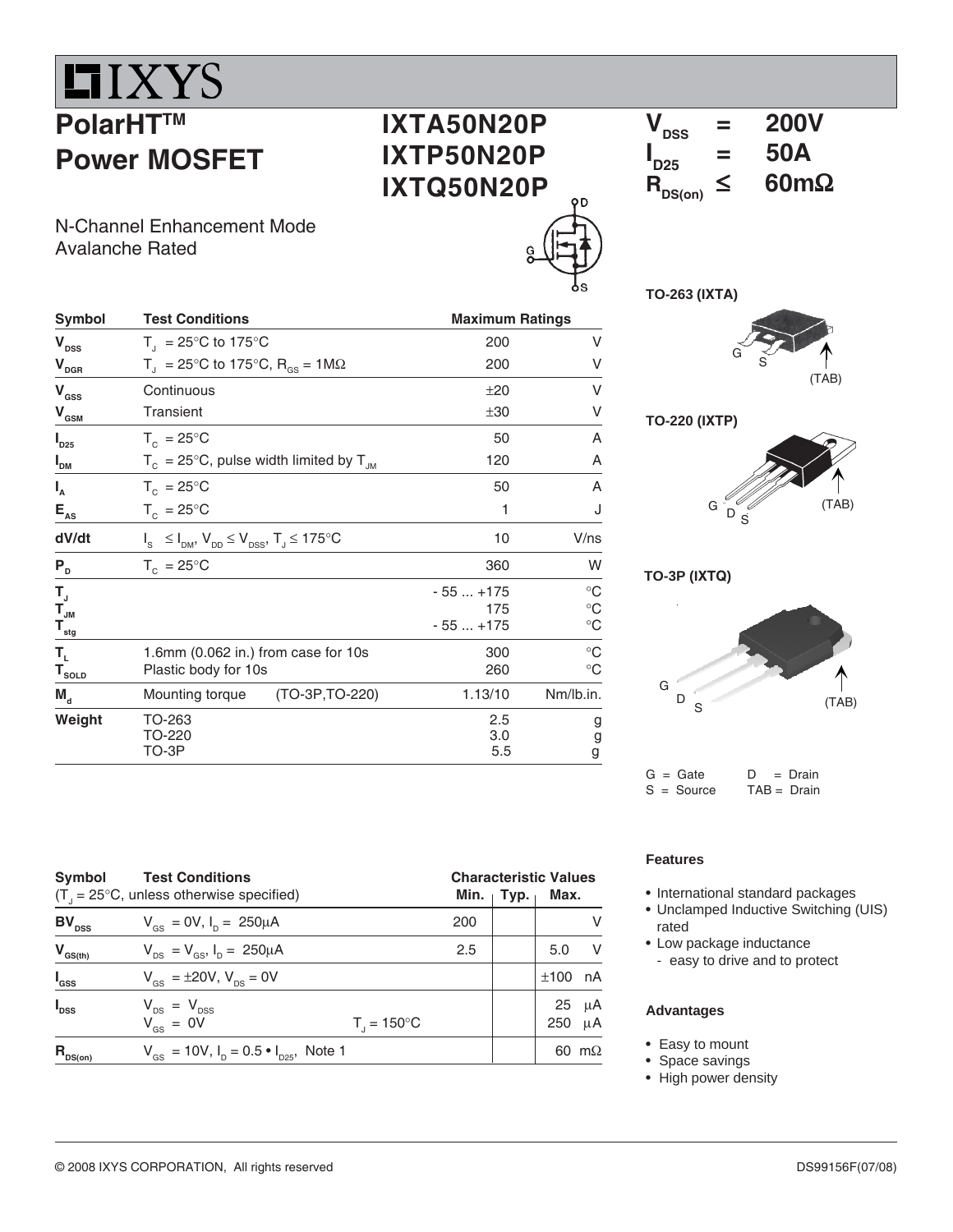# IXYS

## PolarHT™ Power MOSFET

## IXTA50N20P
## IXTP50N20P
## IXTQ50N20P

$V_{DSS}$ = 200V
$I_{D25}$ = 50A
$R_{DS(on)}$ ≤ 60mΩ

N-Channel Enhancement Mode
Avalanche Rated

| Symbol | Test Conditions | Maximum Ratings | |
|---|---|---|---|
| $V_{DSS}$ | $T_J$ = 25°C to 175°C | 200 | V |
| $V_{DGR}$ | $T_J$ = 25°C to 175°C, $R_{GS}$ = 1MΩ | 200 | V |
| $V_{GSS}$ | Continuous | ±20 | V |
| $V_{GSM}$ | Transient | ±30 | V |
| $I_{D25}$ | $T_C$ = 25°C | 50 | A |
| $I_{DM}$ | $T_C$ = 25°C, pulse width limited by $T_{JM}$ | 120 | A |
| $I_A$ | $T_C$ = 25°C | 50 | A |
| $E_{AS}$ | $T_C$ = 25°C | 1 | J |
| dV/dt | $I_S \leq I_{DM}$, $V_{DD} \leq V_{DSS}$, $T_J \leq$ 175°C | 10 | V/ns |
| $P_D$ | $T_C$ = 25°C | 360 | W |
| $T_J$ | | - 55 ... +175 | °C |
| $T_{JM}$ | | 175 | °C |
| $T_{stg}$ | | - 55 ... +175 | °C |
| $T_L$ | 1.6mm (0.062 in.) from case for 10s | 300 | °C |
| $T_{SOLD}$ | Plastic body for 10s | 260 | °C |
| $M_d$ | Mounting torque (TO-3P,TO-220) | 1.13/10 | Nm/lb.in. |
| Weight | TO-263 | 2.5 | g |
| | TO-220 | 3.0 | g |
| | TO-3P | 5.5 | g |

TO-263 (IXTA)

G S (TAB)

TO-220 (IXTP)

G D S (TAB)

TO-3P (IXTQ)

G D S (TAB)

G = Gate D = Drain
S = Source TAB = Drain

| Symbol | Test Conditions ($T_J$ = 25°C, unless otherwise specified) | | Characteristic Values Min. | Typ. | Max. | |
|---|---|---|---|---|---|---|
| $BV_{DSS}$ | $V_{GS}$ = 0V, $I_D$ = 250μA | | 200 | | | V |
| $V_{GS(th)}$ | $V_{DS}$ = $V_{GS}$, $I_D$ = 250μA | | 2.5 | | 5.0 | V |
| $I_{GSS}$ | $V_{GS}$ = ±20V, $V_{DS}$ = 0V | | | | ±100 | nA |
| $I_{DSS}$ | $V_{DS}$ = $V_{DSS}$ | | | | 25 | μA |
| | $V_{GS}$ = 0V | $T_J$ = 150°C | | | 250 | μA |
| $R_{DS(on)}$ | $V_{GS}$ = 10V, $I_D$ = 0.5 • $I_{D25}$, Note 1 | | | | 60 | mΩ |

### Features

- International standard packages
- Unclamped Inductive Switching (UIS) rated
- Low package inductance
  - easy to drive and to protect

### Advantages

- Easy to mount
- Space savings
- High power density

© 2008 IXYS CORPORATION, All rights reserved DS99156F(07/08)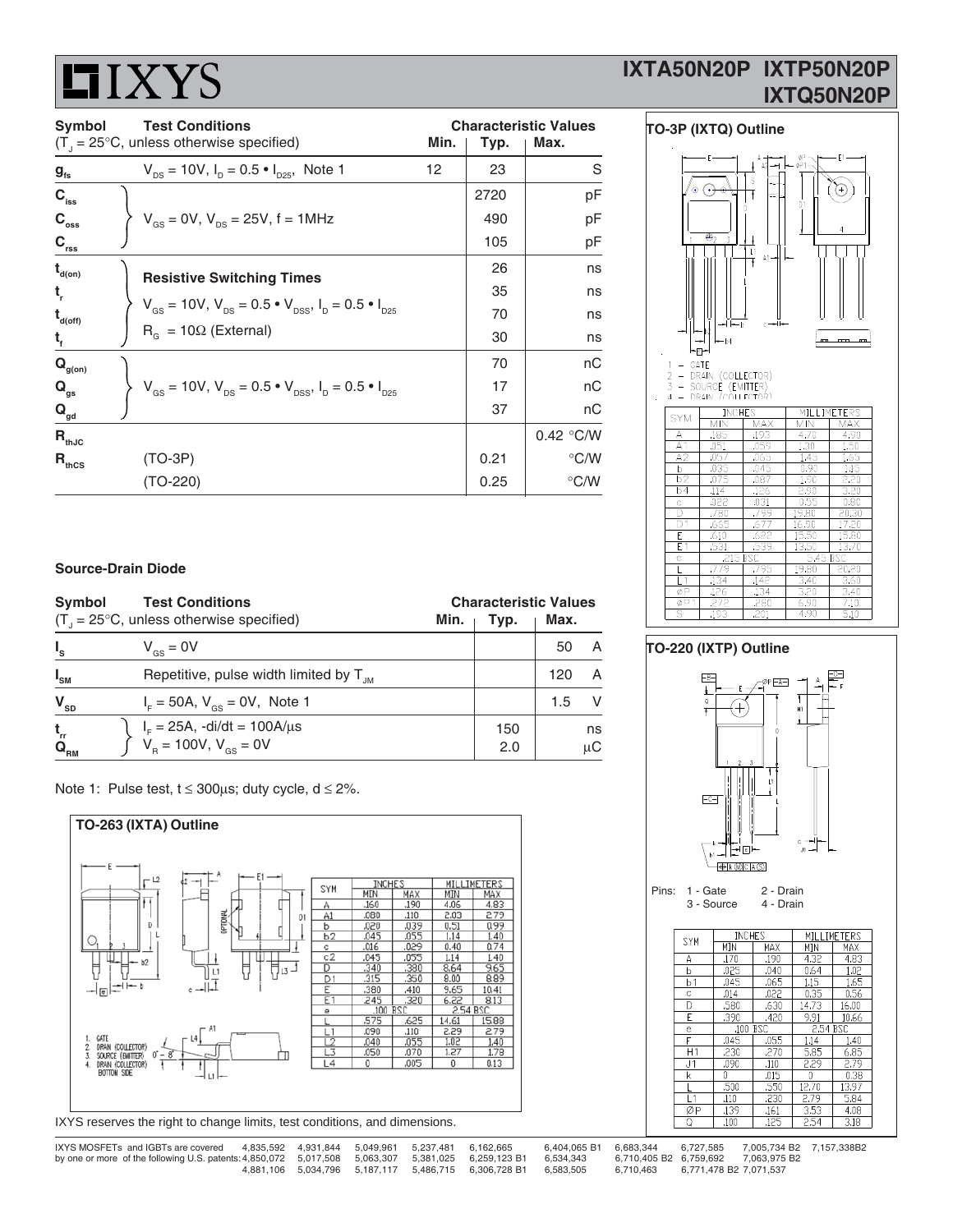# IXYS

## IXTA50N20P IXTP50N20P IXTQ50N20P

| Symbol | Test Conditions ($T_J = 25°C$, unless otherwise specified) | Min. | Typ. | Max. | |
|---|---|---|---|---|---|
| $g_{fs}$ | $V_{DS} = 10V$, $I_D = 0.5 \bullet I_{D25}$, Note 1 | 12 | 23 | | S |
| $C_{iss}$ | $V_{GS} = 0V$, $V_{DS} = 25V$, f = 1MHz | | 2720 | | pF |
| $C_{oss}$ | | | 490 | | pF |
| $C_{rss}$ | | | 105 | | pF |
| $t_{d(on)}$ | **Resistive Switching Times** $V_{GS} = 10V$, $V_{DS} = 0.5 \bullet V_{DSS}$, $I_D = 0.5 \bullet I_{D25}$ $R_G = 10\Omega$ (External) | | 26 | | ns |
| $t_r$ | | | 35 | | ns |
| $t_{d(off)}$ | | | 70 | | ns |
| $t_f$ | | | 30 | | ns |
| $Q_{g(on)}$ | $V_{GS} = 10V$, $V_{DS} = 0.5 \bullet V_{DSS}$, $I_D = 0.5 \bullet I_{D25}$ | | 70 | | nC |
| $Q_{gs}$ | | | 17 | | nC |
| $Q_{gd}$ | | | 37 | | nC |
| $R_{thJC}$ | | | | 0.42 | °C/W |
| $R_{thCS}$ | (TO-3P) | | 0.21 | | °C/W |
| | (TO-220) | | 0.25 | | °C/W |

### Source-Drain Diode

| Symbol | Test Conditions ($T_J = 25°C$, unless otherwise specified) | Min. | Typ. | Max. | |
|---|---|---|---|---|---|
| $I_S$ | $V_{GS} = 0V$ | | | 50 | A |
| $I_{SM}$ | Repetitive, pulse width limited by $T_{JM}$ | | | 120 | A |
| $V_{SD}$ | $I_F = 50A$, $V_{GS} = 0V$, Note 1 | | | 1.5 | V |
| $t_{rr}$ | $I_F = 25A$, $-di/dt = 100A/\mu s$ $V_R = 100V$, $V_{GS} = 0V$ | | 150 | | ns |
| $Q_{RM}$ | | | 2.0 | | μC |

Note 1: Pulse test, $t \le 300\mu s$; duty cycle, $d \le 2\%$.

### TO-263 (IXTA) Outline

1. GATE
2. DRAIN (COLLECTOR)
3. SOURCE (EMITTER)
4. DRAIN (COLLECTOR) BOTTOM SIDE

| SYM | INCHES MIN | INCHES MAX | MILLIMETERS MIN | MILLIMETERS MAX |
|---|---|---|---|---|
| A | .160 | .190 | 4.06 | 4.83 |
| A1 | .080 | .110 | 2.03 | 2.79 |
| b | .020 | .039 | 0.51 | 0.99 |
| b2 | .045 | .055 | 1.14 | 1.40 |
| c | .016 | .029 | 0.40 | 0.74 |
| c2 | .045 | .055 | 1.14 | 1.40 |
| D | .340 | .380 | 8.64 | 9.65 |
| D1 | .315 | .350 | 8.00 | 8.89 |
| E | .380 | .410 | 9.65 | 10.41 |
| E1 | .245 | .320 | 6.22 | 8.13 |
| e | .100 BSC | | 2.54 BSC | |
| L | .575 | .625 | 14.61 | 15.88 |
| L1 | .090 | .110 | 2.29 | 2.79 |
| L2 | .040 | .055 | 1.02 | 1.40 |
| L3 | .050 | .070 | 1.27 | 1.78 |
| L4 | 0 | .005 | 0 | 0.13 |

IXYS reserves the right to change limits, test conditions, and dimensions.

### TO-3P (IXTQ) Outline

1 – GATE
2 – DRAIN (COLLECTOR)
3 – SOURCE (EMITTER)
4 – DRAIN (COLLECTOR)

| SYM | INCHES MIN | INCHES MAX | MILLIMETERS MIN | MILLIMETERS MAX |
|---|---|---|---|---|
| A | .185 | .193 | 4.70 | 4.90 |
| A1 | .051 | .059 | 1.30 | 1.50 |
| A2 | .057 | .065 | 1.45 | 1.65 |
| b | .035 | .045 | 0.90 | 1.15 |
| b2 | .075 | .087 | 1.90 | 2.20 |
| b4 | .114 | .126 | 2.90 | 3.20 |
| c | .022 | .031 | 0.55 | 0.80 |
| D | .780 | .799 | 19.80 | 20.30 |
| D1 | .665 | .677 | 16.90 | 17.20 |
| E | .610 | .622 | 15.50 | 15.80 |
| E1 | .531 | .539 | 13.50 | 13.70 |
| e | .215 BSC | | 5.45 BSC | |
| L | .779 | .795 | 19.80 | 20.20 |
| L1 | .134 | .142 | 3.40 | 3.60 |
| ØP | .126 | .134 | 3.20 | 3.40 |
| ØP1 | .272 | .280 | 6.90 | 7.10 |
| S | .193 | .201 | 4.90 | 5.10 |

### TO-220 (IXTP) Outline

Pins: 1 - Gate, 2 - Drain, 3 - Source, 4 - Drain

| SYM | INCHES MIN | INCHES MAX | MILLIMETERS MIN | MILLIMETERS MAX |
|---|---|---|---|---|
| A | .170 | .190 | 4.32 | 4.83 |
| b | .025 | .040 | 0.64 | 1.02 |
| b1 | .045 | .065 | 1.15 | 1.65 |
| c | .014 | .022 | 0.35 | 0.56 |
| D | .580 | .630 | 14.73 | 16.00 |
| E | .390 | .420 | 9.91 | 10.66 |
| e | .100 BSC | | 2.54 BSC | |
| F | .045 | .055 | 1.14 | 1.40 |
| H1 | .230 | .270 | 5.85 | 6.85 |
| J1 | .090 | .110 | 2.29 | 2.79 |
| k | 0 | .015 | 0 | 0.38 |
| L | .500 | .550 | 12.70 | 13.97 |
| L1 | .110 | .230 | 2.79 | 5.84 |
| ØP | .139 | .161 | 3.53 | 4.08 |
| Q | .100 | .125 | 2.54 | 3.18 |

IXYS MOSFETs and IGBTs are covered by one or more of the following U.S. patents: 4,835,592 4,850,072 4,881,106 4,931,844 5,017,508 5,034,796 5,049,961 5,063,307 5,187,117 5,237,481 5,381,025 5,486,715 6,162,665 6,259,123 B1 6,306,728 B1 6,404,065 B1 6,534,343 6,583,505 6,683,344 6,710,405 B2 6,710,463 6,727,585 6,759,692 6,771,478 B2 7,005,734 B2 7,063,975 B2 7,071,537 7,157,338B2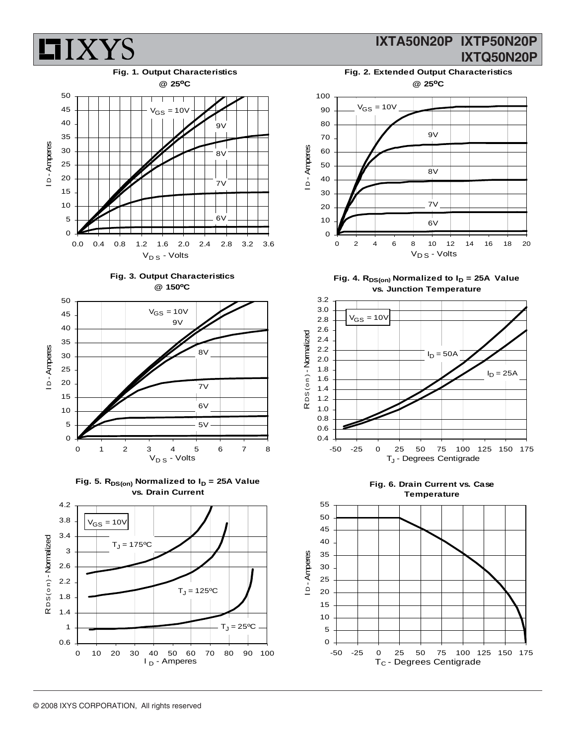Fig. 1. Output Characteristics @ 25ºC

Fig. 2. Extended Output Characteristics @ 25ºC

Fig. 3. Output Characteristics @ 150ºC

Fig. 4. $R_{DS(on)}$ Normalized to $I_D$ = 25A Value vs. Junction Temperature

Fig. 5. $R_{DS(on)}$ Normalized to $I_D$ = 25A Value vs. Drain Current

Fig. 6. Drain Current vs. Case Temperature

© 2008 IXYS CORPORATION, All rights reserved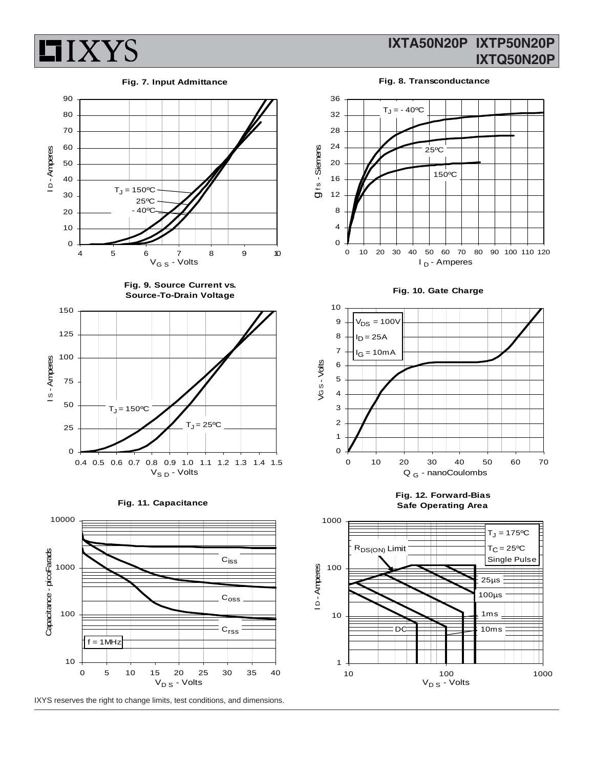Fig. 7. Input Admittance

Fig. 8. Transconductance

Fig. 9. Source Current vs. Source-To-Drain Voltage

Fig. 10. Gate Charge

Fig. 11. Capacitance

Fig. 12. Forward-Bias Safe Operating Area

IXYS reserves the right to change limits, test conditions, and dimensions.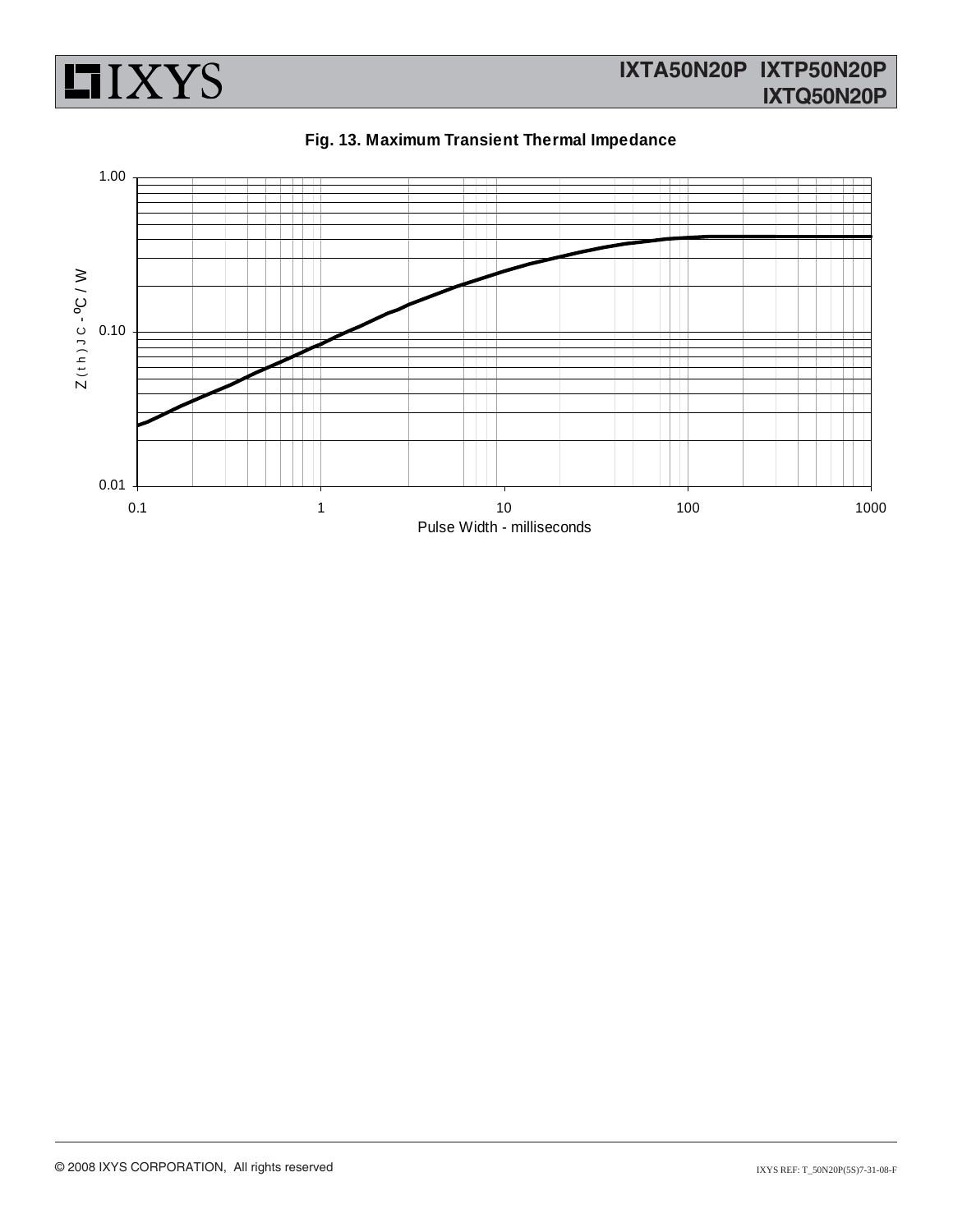Fig. 13. Maximum Transient Thermal Impedance

1.00

0.10

0.01

$Z_{(th)JC}$ - ºC / W

0.1

1

10

100

1000

Pulse Width - milliseconds